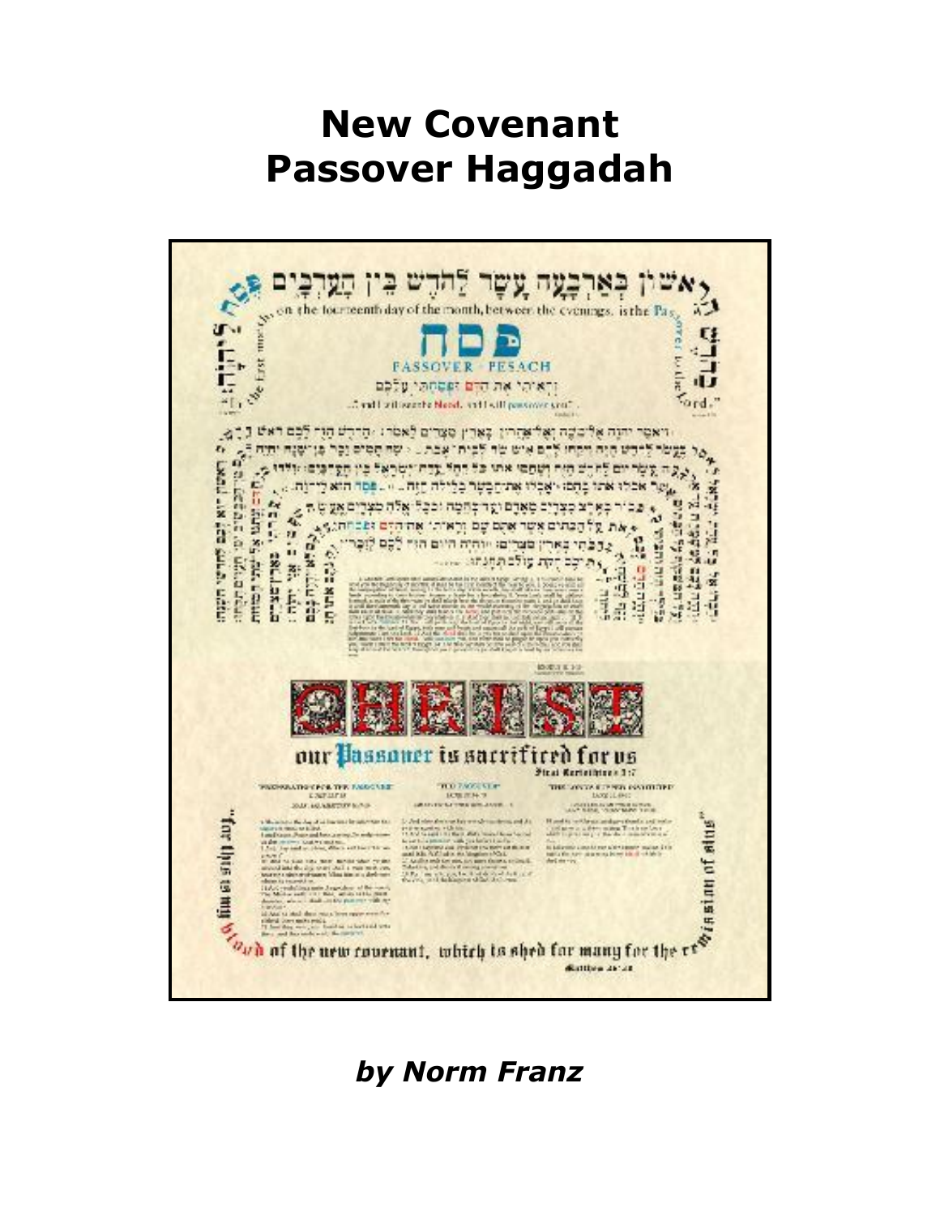# New Covenant Passover Haggadah

*by Norm Franz*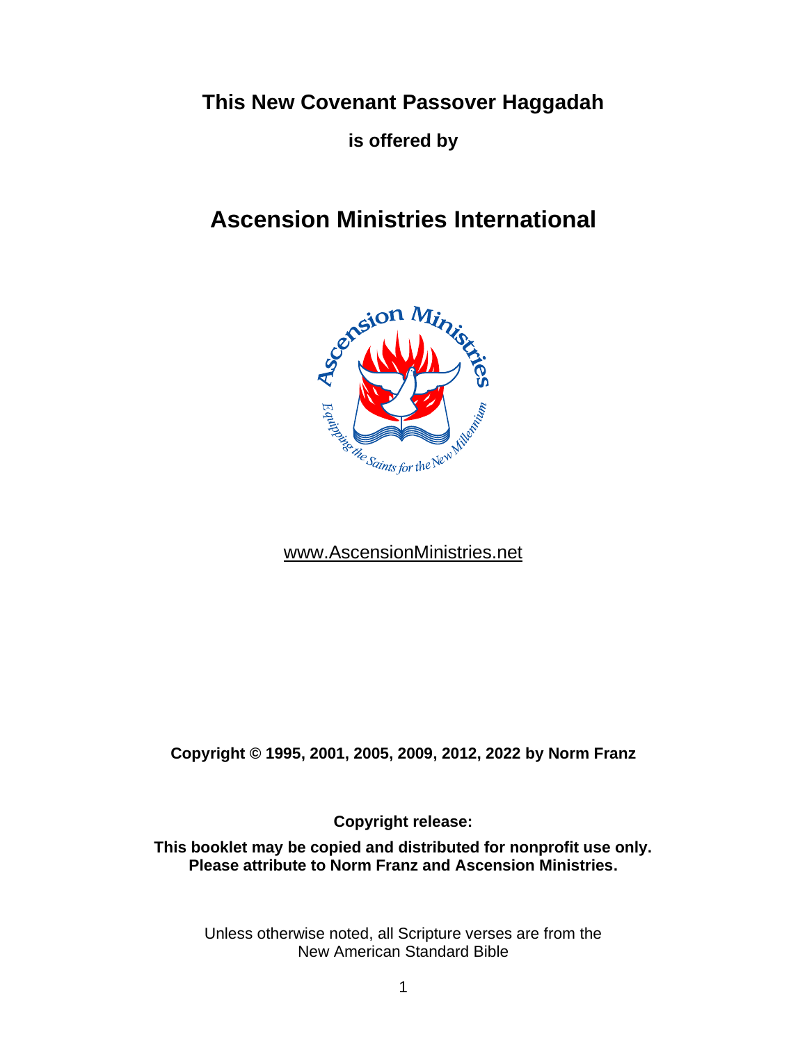**This New Covenant Passover Haggadah**

**is offered by**

# Ascension Ministries International

www.AscensionMinistries.net

**Copyright © 1995, 2001, 2005, 2009, 2012, 2022 by Norm Franz**

**Copyright release:**

**This booklet may be copied and distributed for nonprofit use only. Please attribute to Norm Franz and Ascension Ministries.**

Unless otherwise noted, all Scripture verses are from the New American Standard Bible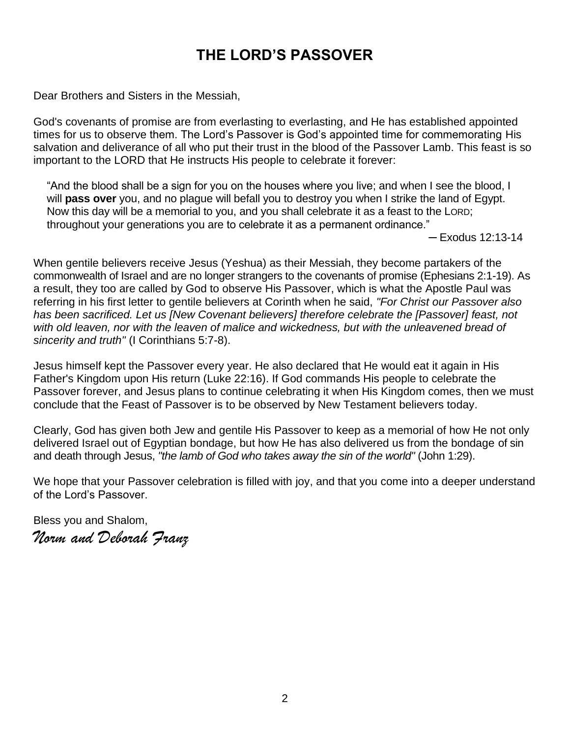# THE LORD'S PASSOVER

Dear Brothers and Sisters in the Messiah,

God's covenants of promise are from everlasting to everlasting, and He has established appointed times for us to observe them. The Lord's Passover is God's appointed time for commemorating His salvation and deliverance of all who put their trust in the blood of the Passover Lamb. This feast is so important to the LORD that He instructs His people to celebrate it forever:

> "And the blood shall be a sign for you on the houses where you live; and when I see the blood, I will **pass over** you, and no plague will befall you to destroy you when I strike the land of Egypt. Now this day will be a memorial to you, and you shall celebrate it as a feast to the LORD; throughout your generations you are to celebrate it as a permanent ordinance."
>
> ─ Exodus 12:13-14

When gentile believers receive Jesus (Yeshua) as their Messiah, they become partakers of the commonwealth of Israel and are no longer strangers to the covenants of promise (Ephesians 2:1-19). As a result, they too are called by God to observe His Passover, which is what the Apostle Paul was referring in his first letter to gentile believers at Corinth when he said, *"For Christ our Passover also has been sacrificed. Let us [New Covenant believers] therefore celebrate the [Passover] feast, not with old leaven, nor with the leaven of malice and wickedness, but with the unleavened bread of sincerity and truth"* (I Corinthians 5:7-8).

Jesus himself kept the Passover every year. He also declared that He would eat it again in His Father's Kingdom upon His return (Luke 22:16). If God commands His people to celebrate the Passover forever, and Jesus plans to continue celebrating it when His Kingdom comes, then we must conclude that the Feast of Passover is to be observed by New Testament believers today.

Clearly, God has given both Jew and gentile His Passover to keep as a memorial of how He not only delivered Israel out of Egyptian bondage, but how He has also delivered us from the bondage of sin and death through Jesus, *"the lamb of God who takes away the sin of the world"* (John 1:29).

We hope that your Passover celebration is filled with joy, and that you come into a deeper understand of the Lord's Passover.

Bless you and Shalom,

*Norm and Deborah Franz*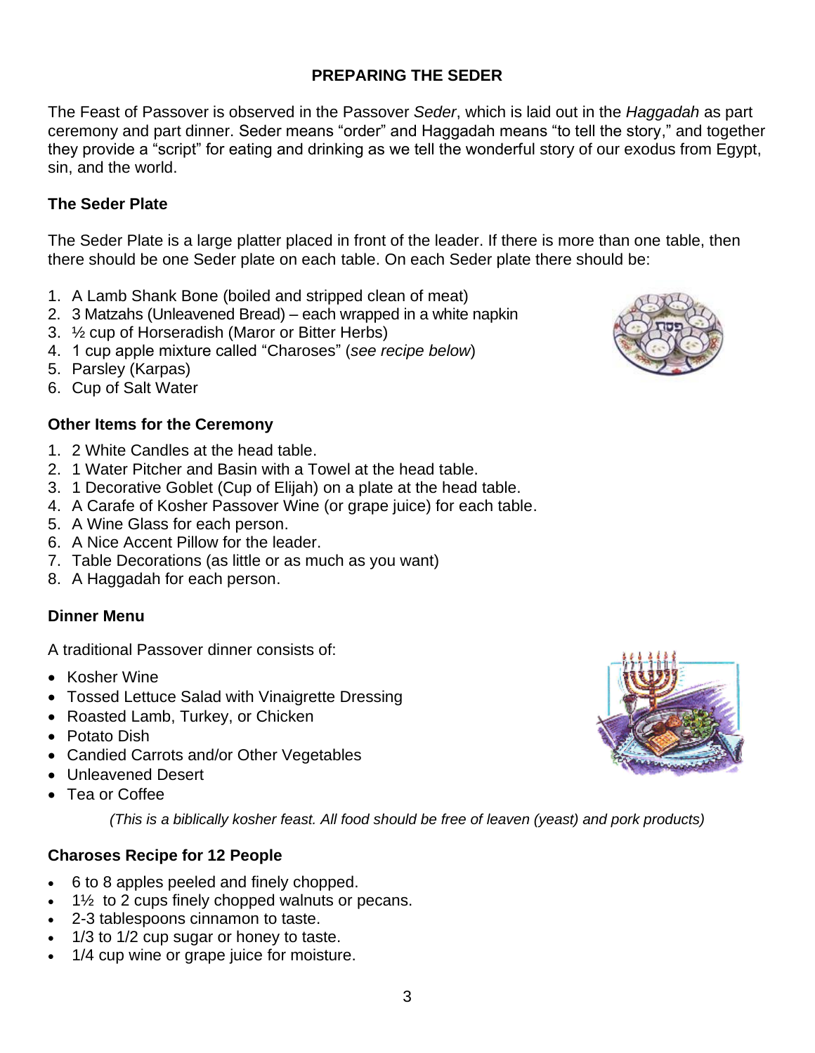# PREPARING THE SEDER

The Feast of Passover is observed in the Passover *Seder*, which is laid out in the *Haggadah* as part ceremony and part dinner. Seder means "order" and Haggadah means "to tell the story," and together they provide a "script" for eating and drinking as we tell the wonderful story of our exodus from Egypt, sin, and the world.

## The Seder Plate

The Seder Plate is a large platter placed in front of the leader. If there is more than one table, then there should be one Seder plate on each table. On each Seder plate there should be:

1. A Lamb Shank Bone (boiled and stripped clean of meat)
2. 3 Matzahs (Unleavened Bread) – each wrapped in a white napkin
3. ½ cup of Horseradish (Maror or Bitter Herbs)
4. 1 cup apple mixture called "Charoses" (*see recipe below*)
5. Parsley (Karpas)
6. Cup of Salt Water

## Other Items for the Ceremony

1. 2 White Candles at the head table.
2. 1 Water Pitcher and Basin with a Towel at the head table.
3. 1 Decorative Goblet (Cup of Elijah) on a plate at the head table.
4. A Carafe of Kosher Passover Wine (or grape juice) for each table.
5. A Wine Glass for each person.
6. A Nice Accent Pillow for the leader.
7. Table Decorations (as little or as much as you want)
8. A Haggadah for each person.

## Dinner Menu

A traditional Passover dinner consists of:

- Kosher Wine
- Tossed Lettuce Salad with Vinaigrette Dressing
- Roasted Lamb, Turkey, or Chicken
- Potato Dish
- Candied Carrots and/or Other Vegetables
- Unleavened Desert
- Tea or Coffee

*(This is a biblically kosher feast. All food should be free of leaven (yeast) and pork products)*

## Charoses Recipe for 12 People

- 6 to 8 apples peeled and finely chopped.
- 1½ to 2 cups finely chopped walnuts or pecans.
- 2-3 tablespoons cinnamon to taste.
- 1/3 to 1/2 cup sugar or honey to taste.
- 1/4 cup wine or grape juice for moisture.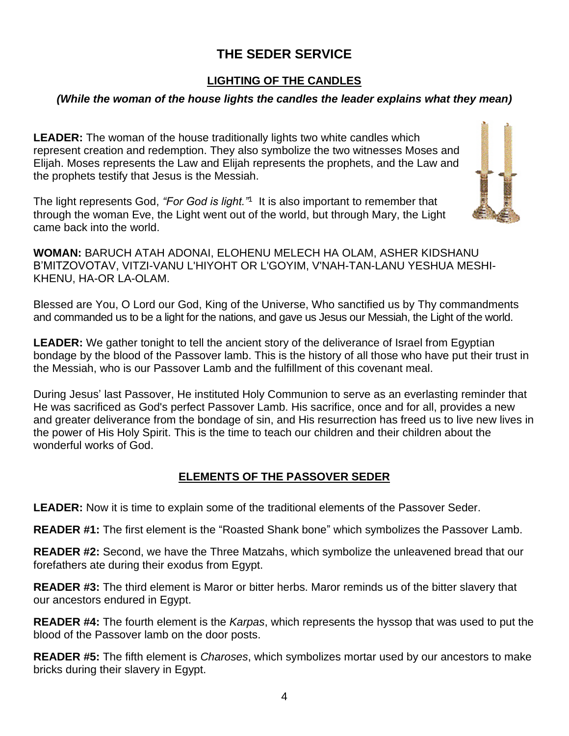# THE SEDER SERVICE

## LIGHTING OF THE CANDLES

***(While the woman of the house lights the candles the leader explains what they mean)***

**LEADER:** The woman of the house traditionally lights two white candles which represent creation and redemption. They also symbolize the two witnesses Moses and Elijah. Moses represents the Law and Elijah represents the prophets, and the Law and the prophets testify that Jesus is the Messiah.

The light represents God, *"For God is light."*[1] It is also important to remember that through the woman Eve, the Light went out of the world, but through Mary, the Light came back into the world.

**WOMAN:** BARUCH ATAH ADONAI, ELOHENU MELECH HA OLAM, ASHER KIDSHANU B'MITZOVOTAV, VITZI-VANU L'HIYOHT OR L'GOYIM, V'NAH-TAN-LANU YESHUA MESHI-KHENU, HA-OR LA-OLAM.

Blessed are You, O Lord our God, King of the Universe, Who sanctified us by Thy commandments and commanded us to be a light for the nations, and gave us Jesus our Messiah, the Light of the world.

**LEADER:** We gather tonight to tell the ancient story of the deliverance of Israel from Egyptian bondage by the blood of the Passover lamb. This is the history of all those who have put their trust in the Messiah, who is our Passover Lamb and the fulfillment of this covenant meal.

During Jesus' last Passover, He instituted Holy Communion to serve as an everlasting reminder that He was sacrificed as God's perfect Passover Lamb. His sacrifice, once and for all, provides a new and greater deliverance from the bondage of sin, and His resurrection has freed us to live new lives in the power of His Holy Spirit. This is the time to teach our children and their children about the wonderful works of God.

## ELEMENTS OF THE PASSOVER SEDER

**LEADER:** Now it is time to explain some of the traditional elements of the Passover Seder.

**READER #1:** The first element is the "Roasted Shank bone" which symbolizes the Passover Lamb.

**READER #2:** Second, we have the Three Matzahs, which symbolize the unleavened bread that our forefathers ate during their exodus from Egypt.

**READER #3:** The third element is Maror or bitter herbs. Maror reminds us of the bitter slavery that our ancestors endured in Egypt.

**READER #4:** The fourth element is the *Karpas*, which represents the hyssop that was used to put the blood of the Passover lamb on the door posts.

**READER #5:** The fifth element is *Charoses*, which symbolizes mortar used by our ancestors to make bricks during their slavery in Egypt.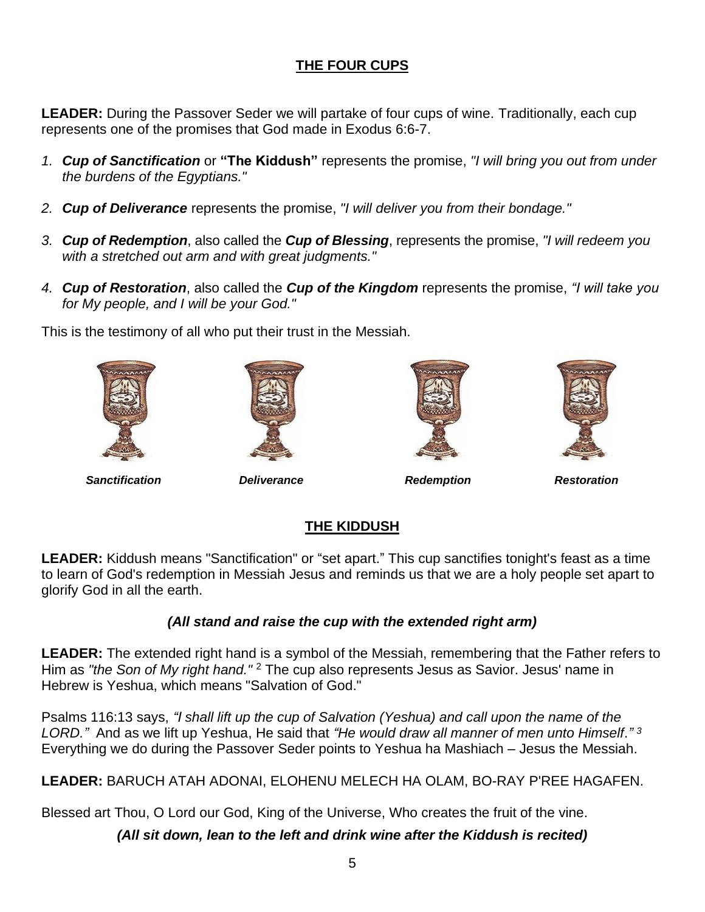## THE FOUR CUPS

**LEADER:** During the Passover Seder we will partake of four cups of wine. Traditionally, each cup represents one of the promises that God made in Exodus 6:6-7.

1. ***Cup of Sanctification*** or **"The Kiddush"** represents the promise, *"I will bring you out from under the burdens of the Egyptians."*
2. ***Cup of Deliverance*** represents the promise, *"I will deliver you from their bondage."*
3. ***Cup of Redemption***, also called the ***Cup of Blessing***, represents the promise, *"I will redeem you with a stretched out arm and with great judgments."*
4. ***Cup of Restoration***, also called the ***Cup of the Kingdom*** represents the promise, *"I will take you for My people, and I will be your God."*

This is the testimony of all who put their trust in the Messiah.

***Sanctification*** ***Deliverance*** ***Redemption*** ***Restoration***

## THE KIDDUSH

**LEADER:** Kiddush means "Sanctification" or "set apart." This cup sanctifies tonight's feast as a time to learn of God's redemption in Messiah Jesus and reminds us that we are a holy people set apart to glorify God in all the earth.

***(All stand and raise the cup with the extended right arm)***

**LEADER:** The extended right hand is a symbol of the Messiah, remembering that the Father refers to Him as *"the Son of My right hand."* [2] The cup also represents Jesus as Savior. Jesus' name in Hebrew is Yeshua, which means "Salvation of God."

Psalms 116:13 says, *"I shall lift up the cup of Salvation (Yeshua) and call upon the name of the LORD."* And as we lift up Yeshua, He said that *"He would draw all manner of men unto Himself."* [3] Everything we do during the Passover Seder points to Yeshua ha Mashiach – Jesus the Messiah.

**LEADER:** BARUCH ATAH ADONAI, ELOHENU MELECH HA OLAM, BO-RAY P'REE HAGAFEN.

Blessed art Thou, O Lord our God, King of the Universe, Who creates the fruit of the vine.

***(All sit down, lean to the left and drink wine after the Kiddush is recited)***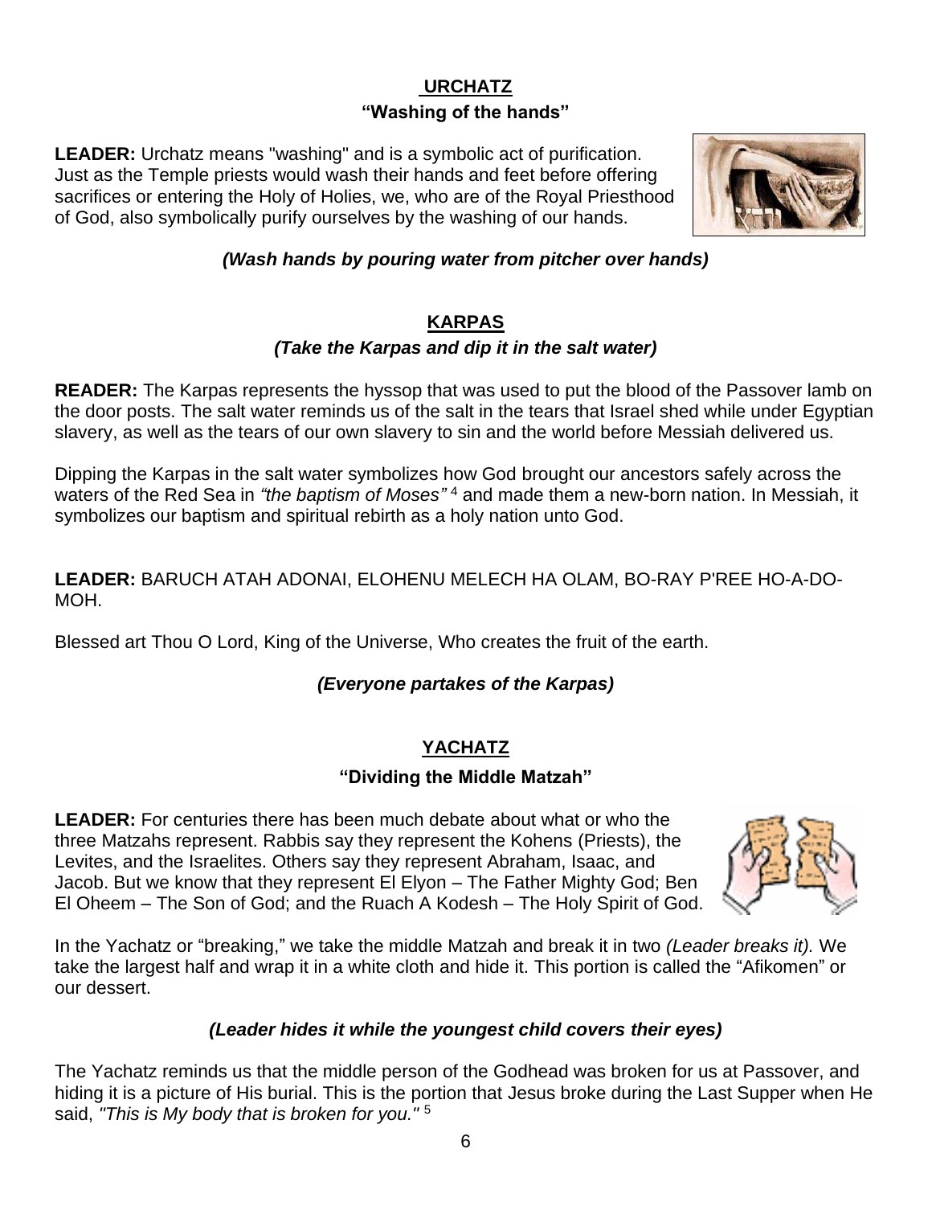## URCHATZ

### "Washing of the hands"

**LEADER:** Urchatz means "washing" and is a symbolic act of purification. Just as the Temple priests would wash their hands and feet before offering sacrifices or entering the Holy of Holies, we, who are of the Royal Priesthood of God, also symbolically purify ourselves by the washing of our hands.

***(Wash hands by pouring water from pitcher over hands)***

## KARPAS

***(Take the Karpas and dip it in the salt water)***

**READER:** The Karpas represents the hyssop that was used to put the blood of the Passover lamb on the door posts. The salt water reminds us of the salt in the tears that Israel shed while under Egyptian slavery, as well as the tears of our own slavery to sin and the world before Messiah delivered us.

Dipping the Karpas in the salt water symbolizes how God brought our ancestors safely across the waters of the Red Sea in *"the baptism of Moses"* [4] and made them a new-born nation. In Messiah, it symbolizes our baptism and spiritual rebirth as a holy nation unto God.

**LEADER:** BARUCH ATAH ADONAI, ELOHENU MELECH HA OLAM, BO-RAY P'REE HO-A-DO-MOH.

Blessed art Thou O Lord, King of the Universe, Who creates the fruit of the earth.

***(Everyone partakes of the Karpas)***

## YACHATZ

### "Dividing the Middle Matzah"

**LEADER:** For centuries there has been much debate about what or who the three Matzahs represent. Rabbis say they represent the Kohens (Priests), the Levites, and the Israelites. Others say they represent Abraham, Isaac, and Jacob. But we know that they represent El Elyon – The Father Mighty God; Ben El Oheem – The Son of God; and the Ruach A Kodesh – The Holy Spirit of God.

In the Yachatz or "breaking," we take the middle Matzah and break it in two *(Leader breaks it).* We take the largest half and wrap it in a white cloth and hide it. This portion is called the "Afikomen" or our dessert.

***(Leader hides it while the youngest child covers their eyes)***

The Yachatz reminds us that the middle person of the Godhead was broken for us at Passover, and hiding it is a picture of His burial. This is the portion that Jesus broke during the Last Supper when He said, *"This is My body that is broken for you."* [5]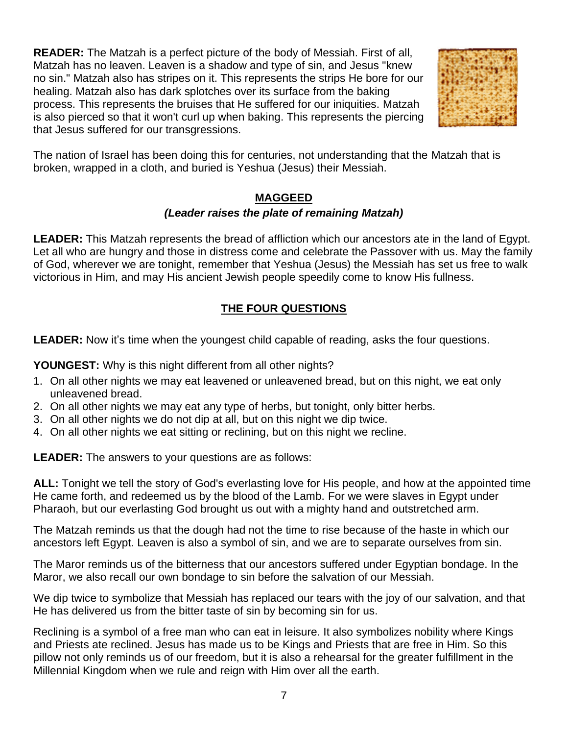**READER:** The Matzah is a perfect picture of the body of Messiah. First of all, Matzah has no leaven. Leaven is a shadow and type of sin, and Jesus "knew no sin." Matzah also has stripes on it. This represents the strips He bore for our healing. Matzah also has dark splotches over its surface from the baking process. This represents the bruises that He suffered for our iniquities. Matzah is also pierced so that it won't curl up when baking. This represents the piercing that Jesus suffered for our transgressions.

The nation of Israel has been doing this for centuries, not understanding that the Matzah that is broken, wrapped in a cloth, and buried is Yeshua (Jesus) their Messiah.

## MAGGEED

***(Leader raises the plate of remaining Matzah)***

**LEADER:** This Matzah represents the bread of affliction which our ancestors ate in the land of Egypt. Let all who are hungry and those in distress come and celebrate the Passover with us. May the family of God, wherever we are tonight, remember that Yeshua (Jesus) the Messiah has set us free to walk victorious in Him, and may His ancient Jewish people speedily come to know His fullness.

## THE FOUR QUESTIONS

**LEADER:** Now it's time when the youngest child capable of reading, asks the four questions.

**YOUNGEST:** Why is this night different from all other nights?

1. On all other nights we may eat leavened or unleavened bread, but on this night, we eat only unleavened bread.
2. On all other nights we may eat any type of herbs, but tonight, only bitter herbs.
3. On all other nights we do not dip at all, but on this night we dip twice.
4. On all other nights we eat sitting or reclining, but on this night we recline.

**LEADER:** The answers to your questions are as follows:

**ALL:** Tonight we tell the story of God's everlasting love for His people, and how at the appointed time He came forth, and redeemed us by the blood of the Lamb. For we were slaves in Egypt under Pharaoh, but our everlasting God brought us out with a mighty hand and outstretched arm.

The Matzah reminds us that the dough had not the time to rise because of the haste in which our ancestors left Egypt. Leaven is also a symbol of sin, and we are to separate ourselves from sin.

The Maror reminds us of the bitterness that our ancestors suffered under Egyptian bondage. In the Maror, we also recall our own bondage to sin before the salvation of our Messiah.

We dip twice to symbolize that Messiah has replaced our tears with the joy of our salvation, and that He has delivered us from the bitter taste of sin by becoming sin for us.

Reclining is a symbol of a free man who can eat in leisure. It also symbolizes nobility where Kings and Priests ate reclined. Jesus has made us to be Kings and Priests that are free in Him. So this pillow not only reminds us of our freedom, but it is also a rehearsal for the greater fulfillment in the Millennial Kingdom when we rule and reign with Him over all the earth.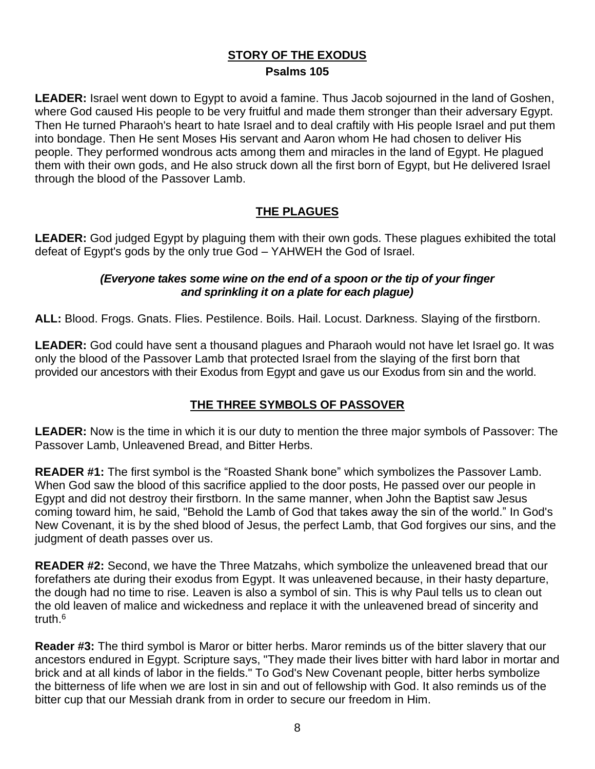## STORY OF THE EXODUS

### Psalms 105

**LEADER:** Israel went down to Egypt to avoid a famine. Thus Jacob sojourned in the land of Goshen, where God caused His people to be very fruitful and made them stronger than their adversary Egypt. Then He turned Pharaoh's heart to hate Israel and to deal craftily with His people Israel and put them into bondage. Then He sent Moses His servant and Aaron whom He had chosen to deliver His people. They performed wondrous acts among them and miracles in the land of Egypt. He plagued them with their own gods, and He also struck down all the first born of Egypt, but He delivered Israel through the blood of the Passover Lamb.

## THE PLAGUES

**LEADER:** God judged Egypt by plaguing them with their own gods. These plagues exhibited the total defeat of Egypt's gods by the only true God – YAHWEH the God of Israel.

***(Everyone takes some wine on the end of a spoon or the tip of your finger and sprinkling it on a plate for each plague)***

**ALL:** Blood. Frogs. Gnats. Flies. Pestilence. Boils. Hail. Locust. Darkness. Slaying of the firstborn.

**LEADER:** God could have sent a thousand plagues and Pharaoh would not have let Israel go. It was only the blood of the Passover Lamb that protected Israel from the slaying of the first born that provided our ancestors with their Exodus from Egypt and gave us our Exodus from sin and the world.

## THE THREE SYMBOLS OF PASSOVER

**LEADER:** Now is the time in which it is our duty to mention the three major symbols of Passover: The Passover Lamb, Unleavened Bread, and Bitter Herbs.

**READER #1:** The first symbol is the "Roasted Shank bone" which symbolizes the Passover Lamb. When God saw the blood of this sacrifice applied to the door posts, He passed over our people in Egypt and did not destroy their firstborn. In the same manner, when John the Baptist saw Jesus coming toward him, he said, "Behold the Lamb of God that takes away the sin of the world." In God's New Covenant, it is by the shed blood of Jesus, the perfect Lamb, that God forgives our sins, and the judgment of death passes over us.

**READER #2:** Second, we have the Three Matzahs, which symbolize the unleavened bread that our forefathers ate during their exodus from Egypt. It was unleavened because, in their hasty departure, the dough had no time to rise. Leaven is also a symbol of sin. This is why Paul tells us to clean out the old leaven of malice and wickedness and replace it with the unleavened bread of sincerity and truth.[6]

**Reader #3:** The third symbol is Maror or bitter herbs. Maror reminds us of the bitter slavery that our ancestors endured in Egypt. Scripture says, "They made their lives bitter with hard labor in mortar and brick and at all kinds of labor in the fields." To God's New Covenant people, bitter herbs symbolize the bitterness of life when we are lost in sin and out of fellowship with God. It also reminds us of the bitter cup that our Messiah drank from in order to secure our freedom in Him.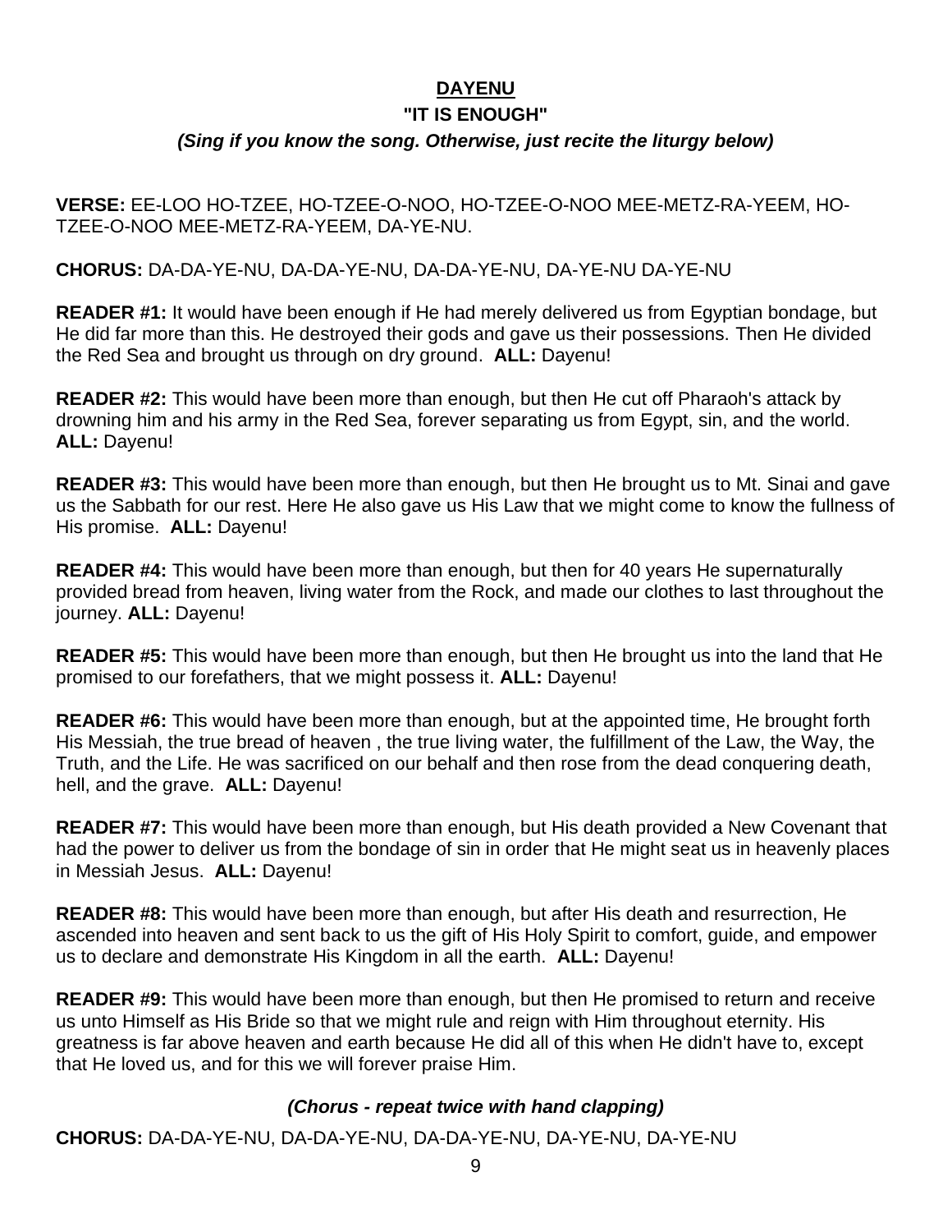## DAYENU

### "IT IS ENOUGH"

***(Sing if you know the song. Otherwise, just recite the liturgy below)***

**VERSE:** EE-LOO HO-TZEE, HO-TZEE-O-NOO, HO-TZEE-O-NOO MEE-METZ-RA-YEEM, HO-TZEE-O-NOO MEE-METZ-RA-YEEM, DA-YE-NU.

**CHORUS:** DA-DA-YE-NU, DA-DA-YE-NU, DA-DA-YE-NU, DA-YE-NU DA-YE-NU

**READER #1:** It would have been enough if He had merely delivered us from Egyptian bondage, but He did far more than this. He destroyed their gods and gave us their possessions. Then He divided the Red Sea and brought us through on dry ground. **ALL:** Dayenu!

**READER #2:** This would have been more than enough, but then He cut off Pharaoh's attack by drowning him and his army in the Red Sea, forever separating us from Egypt, sin, and the world. **ALL:** Dayenu!

**READER #3:** This would have been more than enough, but then He brought us to Mt. Sinai and gave us the Sabbath for our rest. Here He also gave us His Law that we might come to know the fullness of His promise. **ALL:** Dayenu!

**READER #4:** This would have been more than enough, but then for 40 years He supernaturally provided bread from heaven, living water from the Rock, and made our clothes to last throughout the journey. **ALL:** Dayenu!

**READER #5:** This would have been more than enough, but then He brought us into the land that He promised to our forefathers, that we might possess it. **ALL:** Dayenu!

**READER #6:** This would have been more than enough, but at the appointed time, He brought forth His Messiah, the true bread of heaven , the true living water, the fulfillment of the Law, the Way, the Truth, and the Life. He was sacrificed on our behalf and then rose from the dead conquering death, hell, and the grave. **ALL:** Dayenu!

**READER #7:** This would have been more than enough, but His death provided a New Covenant that had the power to deliver us from the bondage of sin in order that He might seat us in heavenly places in Messiah Jesus. **ALL:** Dayenu!

**READER #8:** This would have been more than enough, but after His death and resurrection, He ascended into heaven and sent back to us the gift of His Holy Spirit to comfort, guide, and empower us to declare and demonstrate His Kingdom in all the earth. **ALL:** Dayenu!

**READER #9:** This would have been more than enough, but then He promised to return and receive us unto Himself as His Bride so that we might rule and reign with Him throughout eternity. His greatness is far above heaven and earth because He did all of this when He didn't have to, except that He loved us, and for this we will forever praise Him.

***(Chorus - repeat twice with hand clapping)***

**CHORUS:** DA-DA-YE-NU, DA-DA-YE-NU, DA-DA-YE-NU, DA-YE-NU, DA-YE-NU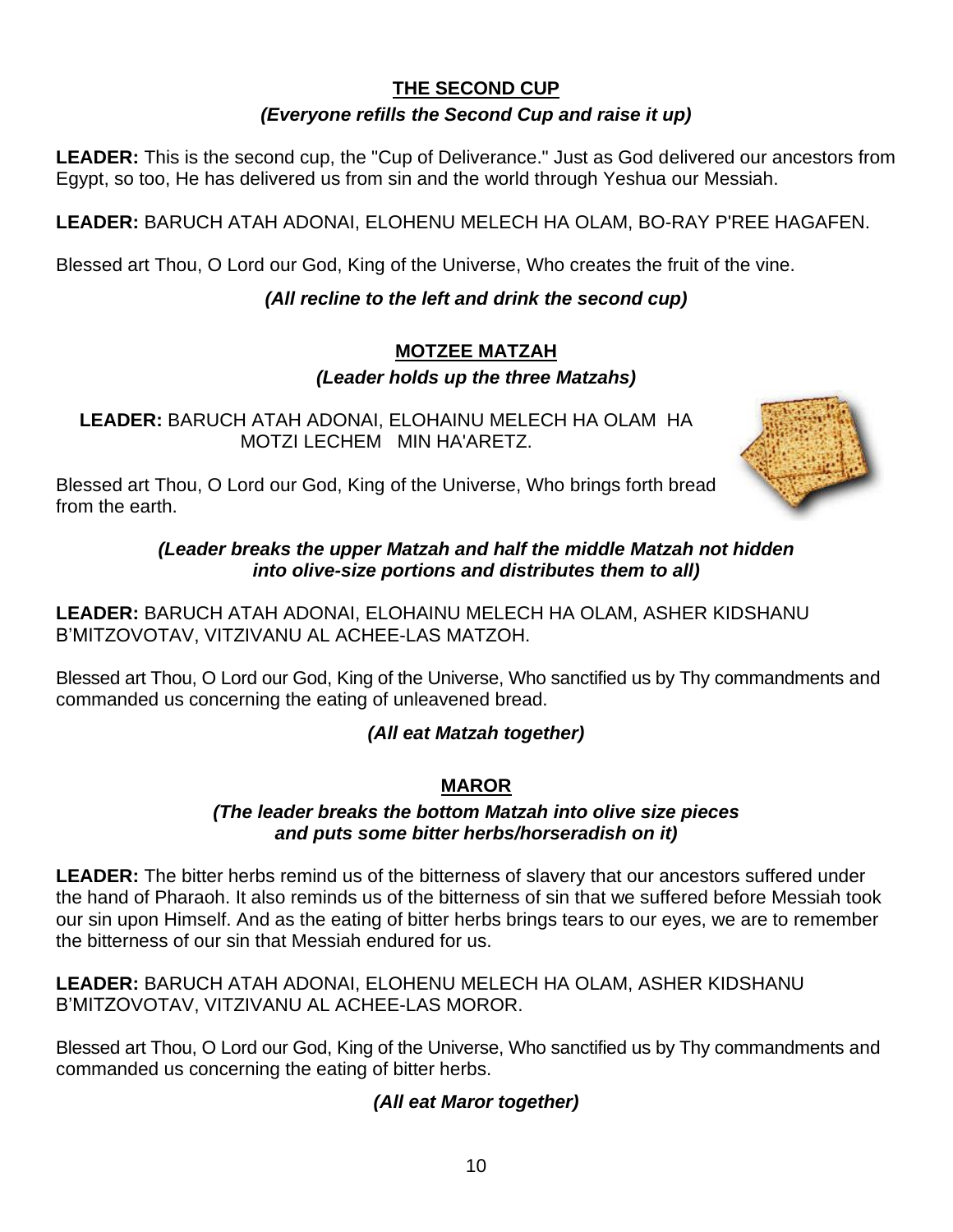## THE SECOND CUP

***(Everyone refills the Second Cup and raise it up)***

**LEADER:** This is the second cup, the "Cup of Deliverance." Just as God delivered our ancestors from Egypt, so too, He has delivered us from sin and the world through Yeshua our Messiah.

**LEADER:** BARUCH ATAH ADONAI, ELOHENU MELECH HA OLAM, BO-RAY P'REE HAGAFEN.

Blessed art Thou, O Lord our God, King of the Universe, Who creates the fruit of the vine.

***(All recline to the left and drink the second cup)***

## MOTZEE MATZAH

***(Leader holds up the three Matzahs)***

**LEADER:** BARUCH ATAH ADONAI, ELOHAINU MELECH HA OLAM HA MOTZI LECHEM MIN HA'ARETZ.

Blessed art Thou, O Lord our God, King of the Universe, Who brings forth bread from the earth.

***(Leader breaks the upper Matzah and half the middle Matzah not hidden into olive-size portions and distributes them to all)***

**LEADER:** BARUCH ATAH ADONAI, ELOHAINU MELECH HA OLAM, ASHER KIDSHANU B'MITZOVOTAV, VITZIVANU AL ACHEE-LAS MATZOH.

Blessed art Thou, O Lord our God, King of the Universe, Who sanctified us by Thy commandments and commanded us concerning the eating of unleavened bread.

***(All eat Matzah together)***

## MAROR

***(The leader breaks the bottom Matzah into olive size pieces and puts some bitter herbs/horseradish on it)***

**LEADER:** The bitter herbs remind us of the bitterness of slavery that our ancestors suffered under the hand of Pharaoh. It also reminds us of the bitterness of sin that we suffered before Messiah took our sin upon Himself. And as the eating of bitter herbs brings tears to our eyes, we are to remember the bitterness of our sin that Messiah endured for us.

**LEADER:** BARUCH ATAH ADONAI, ELOHENU MELECH HA OLAM, ASHER KIDSHANU B'MITZOVOTAV, VITZIVANU AL ACHEE-LAS MOROR.

Blessed art Thou, O Lord our God, King of the Universe, Who sanctified us by Thy commandments and commanded us concerning the eating of bitter herbs.

***(All eat Maror together)***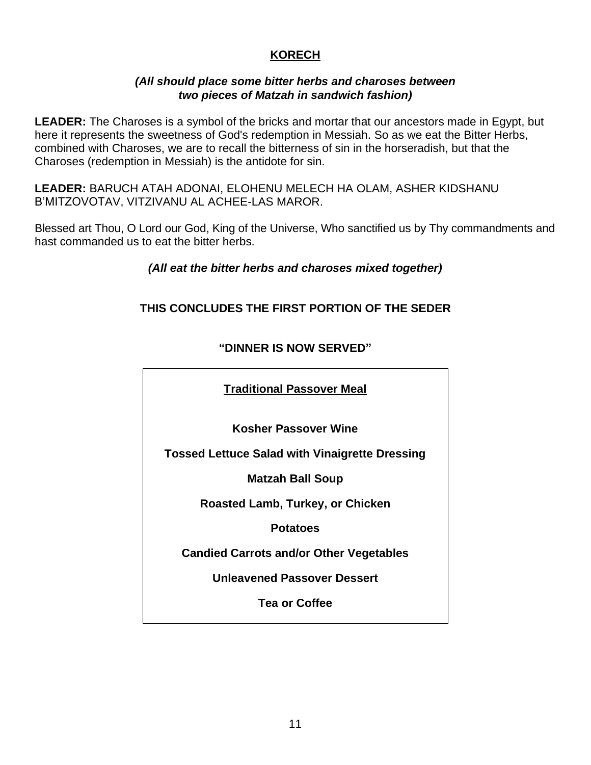## KORECH

***(All should place some bitter herbs and charoses between two pieces of Matzah in sandwich fashion)***

**LEADER:** The Charoses is a symbol of the bricks and mortar that our ancestors made in Egypt, but here it represents the sweetness of God's redemption in Messiah. So as we eat the Bitter Herbs, combined with Charoses, we are to recall the bitterness of sin in the horseradish, but that the Charoses (redemption in Messiah) is the antidote for sin.

**LEADER:** BARUCH ATAH ADONAI, ELOHENU MELECH HA OLAM, ASHER KIDSHANU B'MITZOVOTAV, VITZIVANU AL ACHEE-LAS MAROR.

Blessed art Thou, O Lord our God, King of the Universe, Who sanctified us by Thy commandments and hast commanded us to eat the bitter herbs.

***(All eat the bitter herbs and charoses mixed together)***

**THIS CONCLUDES THE FIRST PORTION OF THE SEDER**

**"DINNER IS NOW SERVED"**

**Traditional Passover Meal**

**Kosher Passover Wine**

**Tossed Lettuce Salad with Vinaigrette Dressing**

**Matzah Ball Soup**

**Roasted Lamb, Turkey, or Chicken**

**Potatoes**

**Candied Carrots and/or Other Vegetables**

**Unleavened Passover Dessert**

**Tea or Coffee**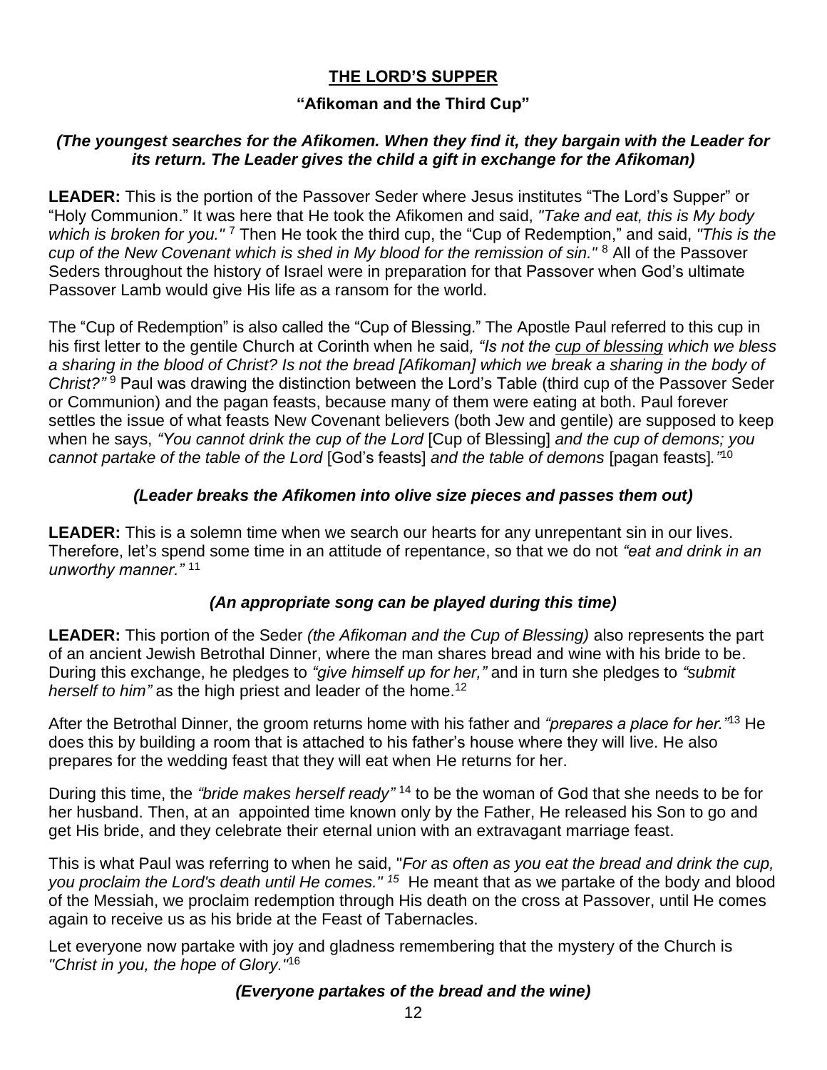## THE LORD'S SUPPER

### "Afikoman and the Third Cup"

***(The youngest searches for the Afikomen. When they find it, they bargain with the Leader for its return. The Leader gives the child a gift in exchange for the Afikoman)***

**LEADER:** This is the portion of the Passover Seder where Jesus institutes "The Lord's Supper" or "Holy Communion." It was here that He took the Afikomen and said, *"Take and eat, this is My body which is broken for you."* [7] Then He took the third cup, the "Cup of Redemption," and said, *"This is the cup of the New Covenant which is shed in My blood for the remission of sin."* [8] All of the Passover Seders throughout the history of Israel were in preparation for that Passover when God's ultimate Passover Lamb would give His life as a ransom for the world.

The "Cup of Redemption" is also called the "Cup of Blessing." The Apostle Paul referred to this cup in his first letter to the gentile Church at Corinth when he said, *"Is not the <u>cup of blessing</u> which we bless a sharing in the blood of Christ? Is not the bread [Afikoman] which we break a sharing in the body of Christ?"* [9] Paul was drawing the distinction between the Lord's Table (third cup of the Passover Seder or Communion) and the pagan feasts, because many of them were eating at both. Paul forever settles the issue of what feasts New Covenant believers (both Jew and gentile) are supposed to keep when he says, *"You cannot drink the cup of the Lord* [Cup of Blessing] *and the cup of demons; you cannot partake of the table of the Lord* [God's feasts] *and the table of demons* [pagan feasts]*."*[10]

***(Leader breaks the Afikomen into olive size pieces and passes them out)***

**LEADER:** This is a solemn time when we search our hearts for any unrepentant sin in our lives. Therefore, let's spend some time in an attitude of repentance, so that we do not *"eat and drink in an unworthy manner."* [11]

***(An appropriate song can be played during this time)***

**LEADER:** This portion of the Seder *(the Afikoman and the Cup of Blessing)* also represents the part of an ancient Jewish Betrothal Dinner, where the man shares bread and wine with his bride to be. During this exchange, he pledges to *"give himself up for her,"* and in turn she pledges to *"submit herself to him"* as the high priest and leader of the home.[12]

After the Betrothal Dinner, the groom returns home with his father and *"prepares a place for her."*[13] He does this by building a room that is attached to his father's house where they will live. He also prepares for the wedding feast that they will eat when He returns for her.

During this time, the *"bride makes herself ready"* [14] to be the woman of God that she needs to be for her husband. Then, at an appointed time known only by the Father, He released his Son to go and get His bride, and they celebrate their eternal union with an extravagant marriage feast.

This is what Paul was referring to when he said, "*For as often as you eat the bread and drink the cup, you proclaim the Lord's death until He comes."* [15] He meant that as we partake of the body and blood of the Messiah, we proclaim redemption through His death on the cross at Passover, until He comes again to receive us as his bride at the Feast of Tabernacles.

Let everyone now partake with joy and gladness remembering that the mystery of the Church is *"Christ in you, the hope of Glory."*[16]

***(Everyone partakes of the bread and the wine)***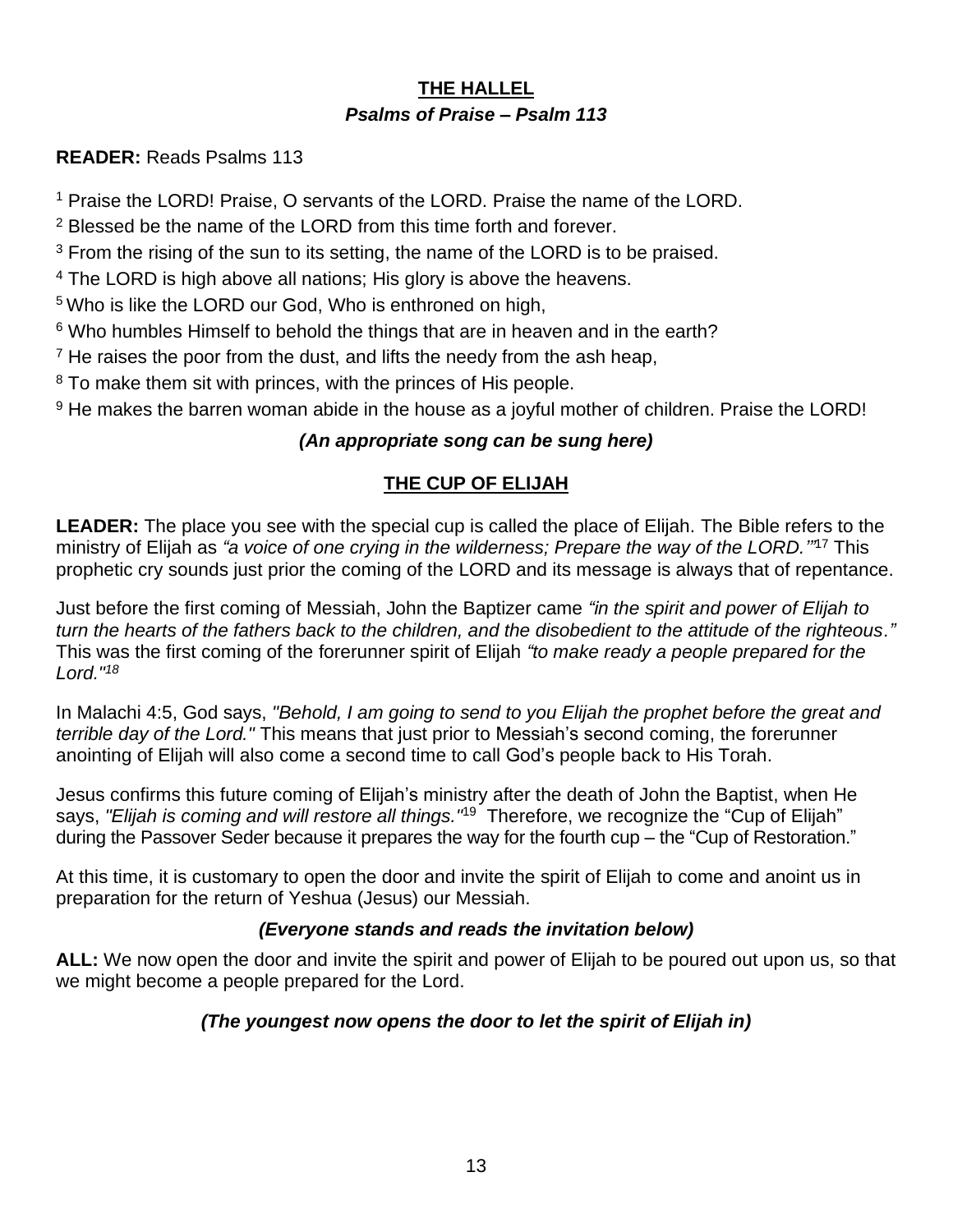## THE HALLEL

### *Psalms of Praise – Psalm 113*

**READER:** Reads Psalms 113

[1] Praise the LORD! Praise, O servants of the LORD. Praise the name of the LORD.
[2] Blessed be the name of the LORD from this time forth and forever.
[3] From the rising of the sun to its setting, the name of the LORD is to be praised.
[4] The LORD is high above all nations; His glory is above the heavens.
[5] Who is like the LORD our God, Who is enthroned on high,
[6] Who humbles Himself to behold the things that are in heaven and in the earth?
[7] He raises the poor from the dust, and lifts the needy from the ash heap,
[8] To make them sit with princes, with the princes of His people.
[9] He makes the barren woman abide in the house as a joyful mother of children. Praise the LORD!

***(An appropriate song can be sung here)***

## THE CUP OF ELIJAH

**LEADER:** The place you see with the special cup is called the place of Elijah. The Bible refers to the ministry of Elijah as *"a voice of one crying in the wilderness; Prepare the way of the LORD.'"*[17] This prophetic cry sounds just prior the coming of the LORD and its message is always that of repentance.

Just before the first coming of Messiah, John the Baptizer came *"in the spirit and power of Elijah to turn the hearts of the fathers back to the children, and the disobedient to the attitude of the righteous."* This was the first coming of the forerunner spirit of Elijah *"to make ready a people prepared for the Lord."*[18]

In Malachi 4:5, God says, *"Behold, I am going to send to you Elijah the prophet before the great and terrible day of the Lord."* This means that just prior to Messiah's second coming, the forerunner anointing of Elijah will also come a second time to call God's people back to His Torah.

Jesus confirms this future coming of Elijah's ministry after the death of John the Baptist, when He says, *"Elijah is coming and will restore all things."*[19] Therefore, we recognize the "Cup of Elijah" during the Passover Seder because it prepares the way for the fourth cup – the "Cup of Restoration."

At this time, it is customary to open the door and invite the spirit of Elijah to come and anoint us in preparation for the return of Yeshua (Jesus) our Messiah.

***(Everyone stands and reads the invitation below)***

**ALL:** We now open the door and invite the spirit and power of Elijah to be poured out upon us, so that we might become a people prepared for the Lord.

***(The youngest now opens the door to let the spirit of Elijah in)***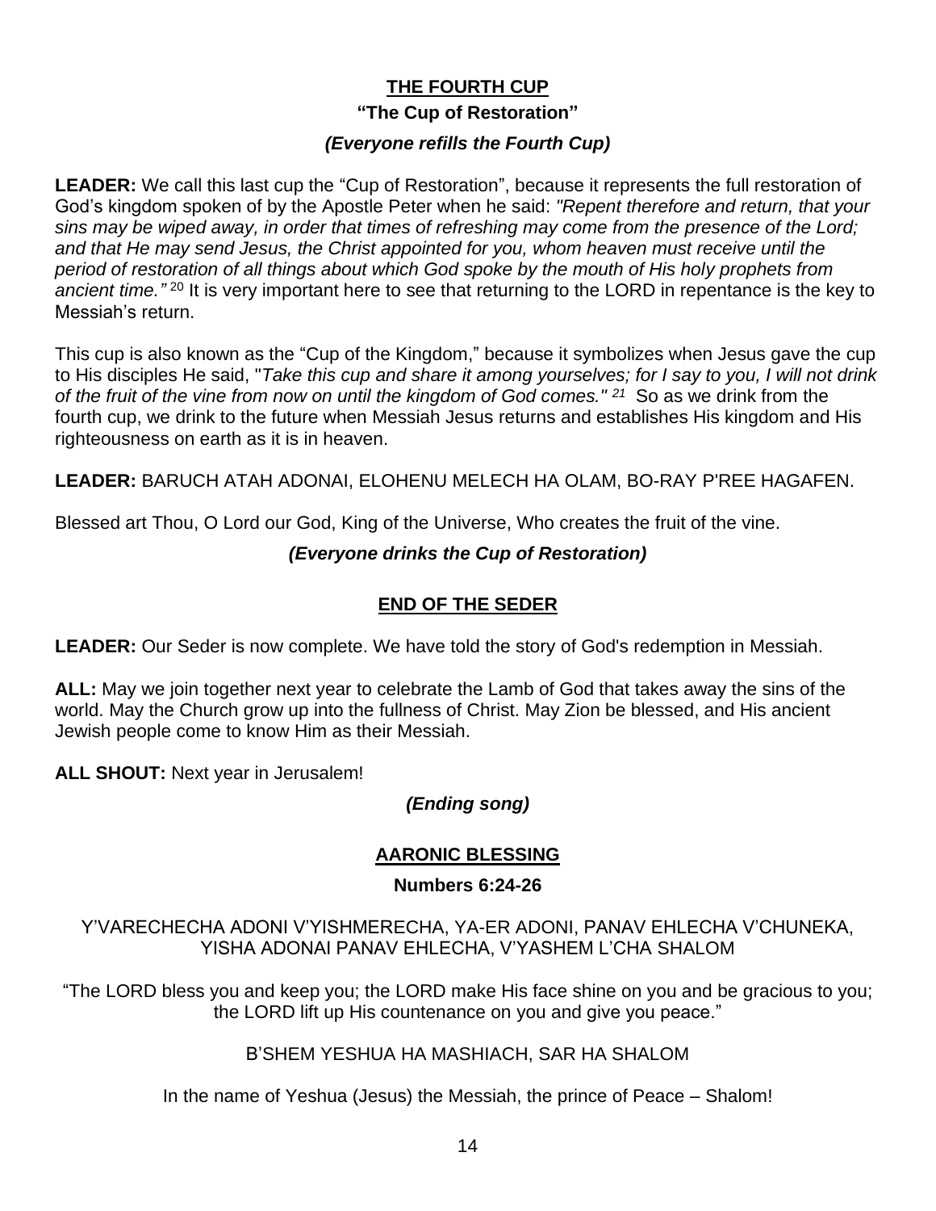## THE FOURTH CUP

### "The Cup of Restoration"

***(Everyone refills the Fourth Cup)***

**LEADER:** We call this last cup the "Cup of Restoration", because it represents the full restoration of God's kingdom spoken of by the Apostle Peter when he said: *"Repent therefore and return, that your sins may be wiped away, in order that times of refreshing may come from the presence of the Lord; and that He may send Jesus, the Christ appointed for you, whom heaven must receive until the period of restoration of all things about which God spoke by the mouth of His holy prophets from ancient time."* [20] It is very important here to see that returning to the LORD in repentance is the key to Messiah's return.

This cup is also known as the "Cup of the Kingdom," because it symbolizes when Jesus gave the cup to His disciples He said, "*Take this cup and share it among yourselves; for I say to you, I will not drink of the fruit of the vine from now on until the kingdom of God comes."* [21] So as we drink from the fourth cup, we drink to the future when Messiah Jesus returns and establishes His kingdom and His righteousness on earth as it is in heaven.

**LEADER:** BARUCH ATAH ADONAI, ELOHENU MELECH HA OLAM, BO-RAY P'REE HAGAFEN.

Blessed art Thou, O Lord our God, King of the Universe, Who creates the fruit of the vine.

***(Everyone drinks the Cup of Restoration)***

## END OF THE SEDER

**LEADER:** Our Seder is now complete. We have told the story of God's redemption in Messiah.

**ALL:** May we join together next year to celebrate the Lamb of God that takes away the sins of the world. May the Church grow up into the fullness of Christ. May Zion be blessed, and His ancient Jewish people come to know Him as their Messiah.

**ALL SHOUT:** Next year in Jerusalem!

***(Ending song)***

## AARONIC BLESSING

### Numbers 6:24-26

Y'VARECHECHA ADONI V'YISHMERECHA, YA-ER ADONI, PANAV EHLECHA V'CHUNEKA, YISHA ADONAI PANAV EHLECHA, V'YASHEM L'CHA SHALOM

"The LORD bless you and keep you; the LORD make His face shine on you and be gracious to you; the LORD lift up His countenance on you and give you peace."

B'SHEM YESHUA HA MASHIACH, SAR HA SHALOM

In the name of Yeshua (Jesus) the Messiah, the prince of Peace – Shalom!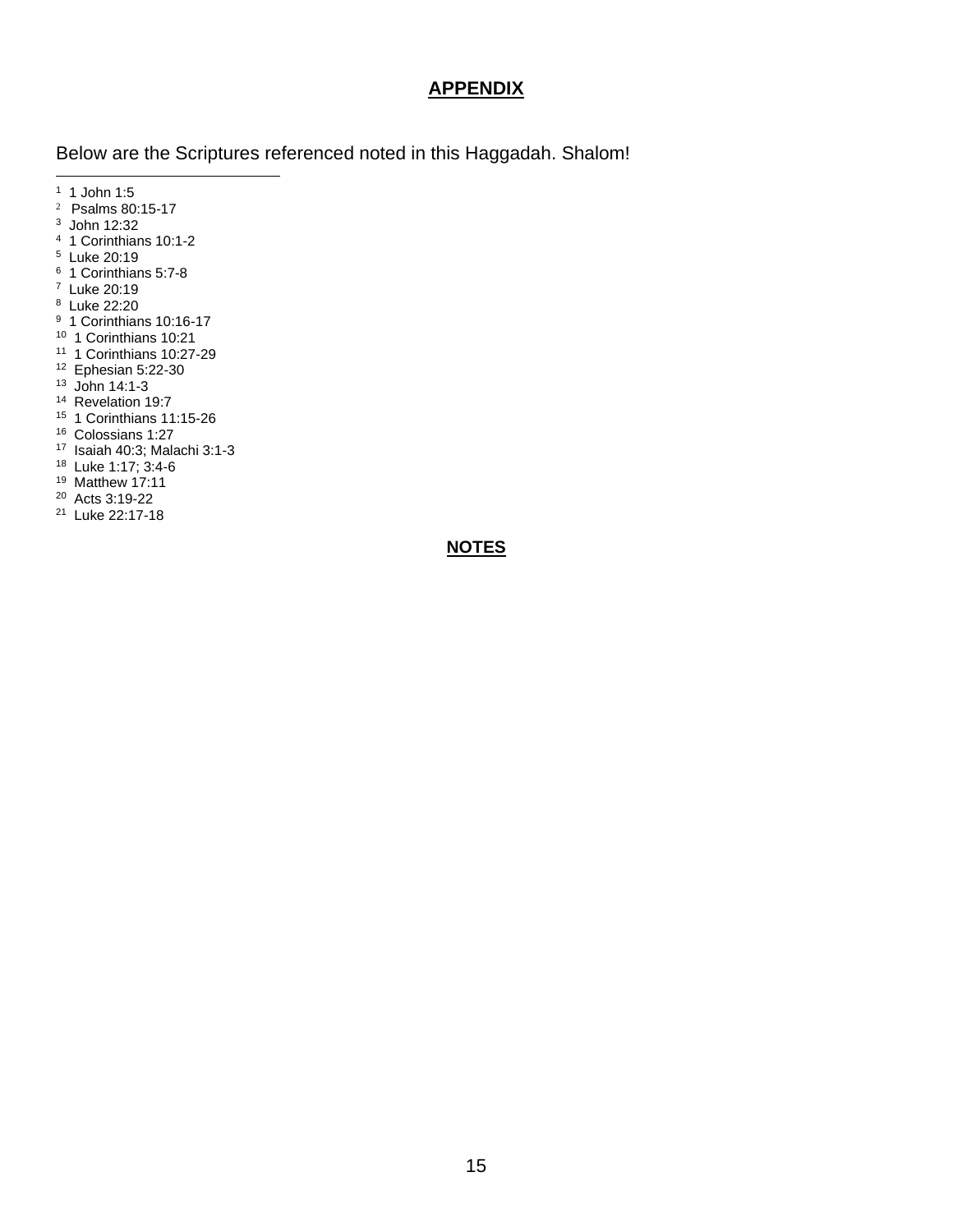## APPENDIX

Below are the Scriptures referenced noted in this Haggadah. Shalom!

[1] 1 John 1:5
[2] Psalms 80:15-17
[3] John 12:32
[4] 1 Corinthians 10:1-2
[5] Luke 20:19
[6] 1 Corinthians 5:7-8
[7] Luke 20:19
[8] Luke 22:20
[9] 1 Corinthians 10:16-17
[10] 1 Corinthians 10:21
[11] 1 Corinthians 10:27-29
[12] Ephesian 5:22-30
[13] John 14:1-3
[14] Revelation 19:7
[15] 1 Corinthians 11:15-26
[16] Colossians 1:27
[17] Isaiah 40:3; Malachi 3:1-3
[18] Luke 1:17; 3:4-6
[19] Matthew 17:11
[20] Acts 3:19-22
[21] Luke 22:17-18

## NOTES